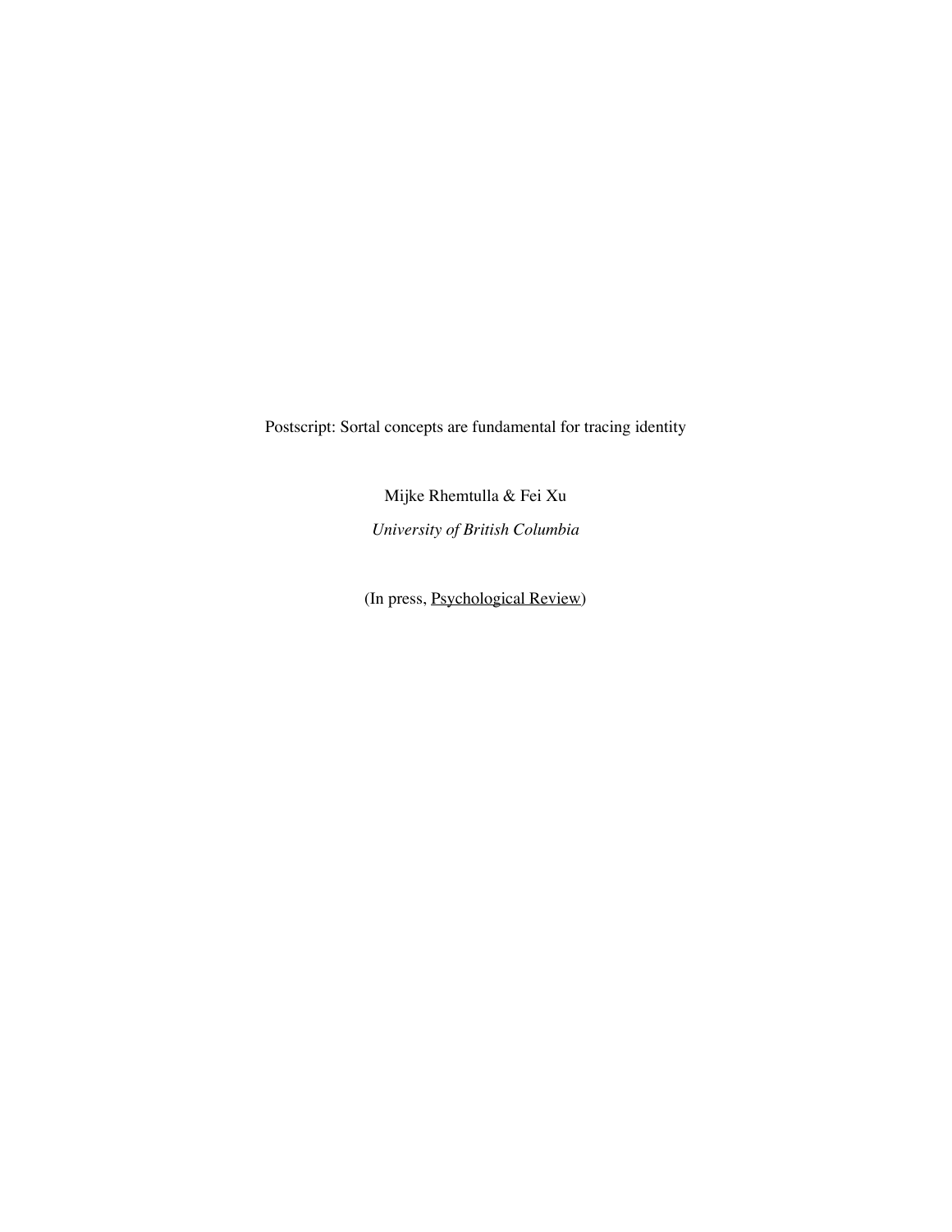# Postscript: Sortal concepts are fundamental for tracing identity

Mijke Rhemtulla & Fei Xu

*University of British Columbia*

(In press, Psychological Review)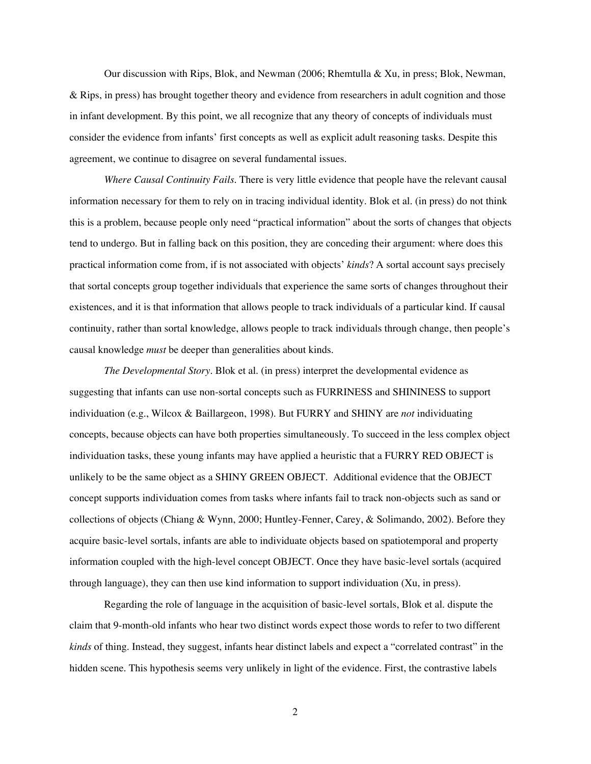Our discussion with Rips, Blok, and Newman (2006; Rhemtulla & Xu, in press; Blok, Newman, & Rips, in press) has brought together theory and evidence from researchers in adult cognition and those in infant development. By this point, we all recognize that any theory of concepts of individuals must consider the evidence from infants' first concepts as well as explicit adult reasoning tasks. Despite this agreement, we continue to disagree on several fundamental issues.

*Where Causal Continuity Fails*. There is very little evidence that people have the relevant causal information necessary for them to rely on in tracing individual identity. Blok et al. (in press) do not think this is a problem, because people only need "practical information" about the sorts of changes that objects tend to undergo. But in falling back on this position, they are conceding their argument: where does this practical information come from, if is not associated with objects' *kinds*? A sortal account says precisely that sortal concepts group together individuals that experience the same sorts of changes throughout their existences, and it is that information that allows people to track individuals of a particular kind. If causal continuity, rather than sortal knowledge, allows people to track individuals through change, then people's causal knowledge *must* be deeper than generalities about kinds.

*The Developmental Story*. Blok et al. (in press) interpret the developmental evidence as suggesting that infants can use non-sortal concepts such as FURRINESS and SHININESS to support individuation (e.g., Wilcox & Baillargeon, 1998). But FURRY and SHINY are *not* individuating concepts, because objects can have both properties simultaneously. To succeed in the less complex object individuation tasks, these young infants may have applied a heuristic that a FURRY RED OBJECT is unlikely to be the same object as a SHINY GREEN OBJECT. Additional evidence that the OBJECT concept supports individuation comes from tasks where infants fail to track non-objects such as sand or collections of objects (Chiang & Wynn, 2000; Huntley-Fenner, Carey, & Solimando, 2002). Before they acquire basic-level sortals, infants are able to individuate objects based on spatiotemporal and property information coupled with the high-level concept OBJECT. Once they have basic-level sortals (acquired through language), they can then use kind information to support individuation (Xu, in press).

Regarding the role of language in the acquisition of basic-level sortals, Blok et al. dispute the claim that 9-month-old infants who hear two distinct words expect those words to refer to two different *kinds* of thing. Instead, they suggest, infants hear distinct labels and expect a "correlated contrast" in the hidden scene. This hypothesis seems very unlikely in light of the evidence. First, the contrastive labels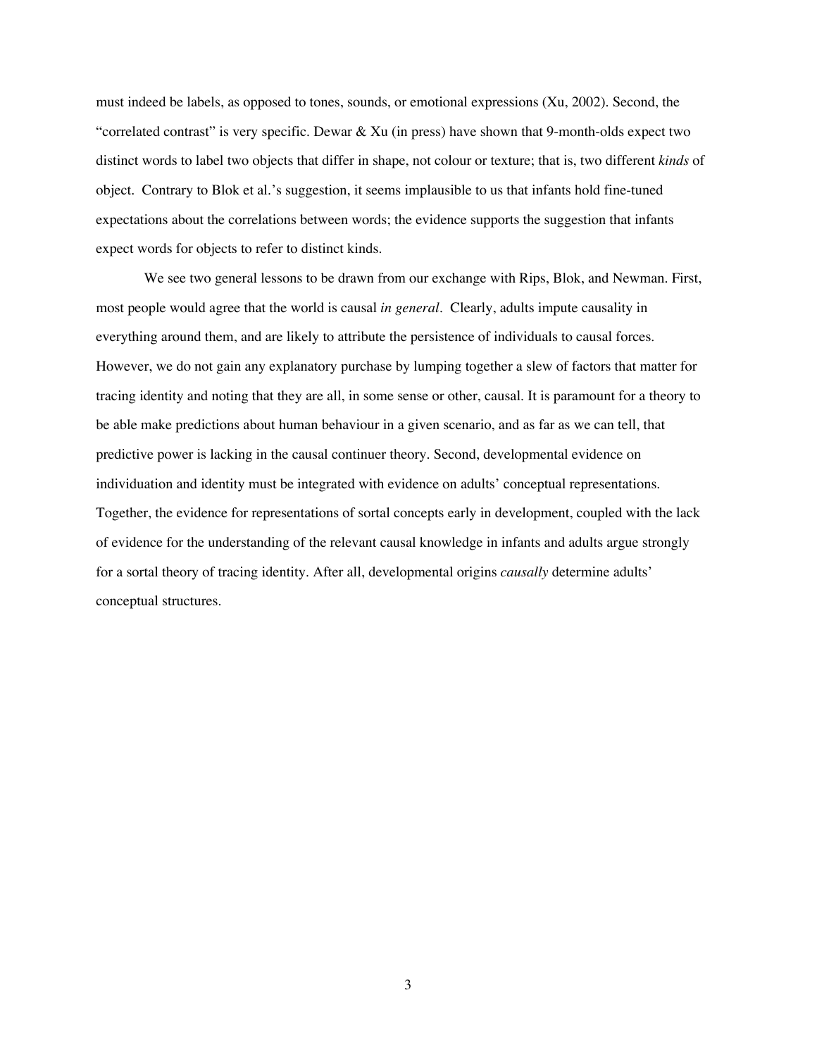must indeed be labels, as opposed to tones, sounds, or emotional expressions (Xu, 2002). Second, the "correlated contrast" is very specific. Dewar & Xu (in press) have shown that 9-month-olds expect two distinct words to label two objects that differ in shape, not colour or texture; that is, two different *kinds* of object. Contrary to Blok et al.'s suggestion, it seems implausible to us that infants hold fine-tuned expectations about the correlations between words; the evidence supports the suggestion that infants expect words for objects to refer to distinct kinds.

We see two general lessons to be drawn from our exchange with Rips, Blok, and Newman. First, most people would agree that the world is causal *in general*. Clearly, adults impute causality in everything around them, and are likely to attribute the persistence of individuals to causal forces. However, we do not gain any explanatory purchase by lumping together a slew of factors that matter for tracing identity and noting that they are all, in some sense or other, causal. It is paramount for a theory to be able make predictions about human behaviour in a given scenario, and as far as we can tell, that predictive power is lacking in the causal continuer theory. Second, developmental evidence on individuation and identity must be integrated with evidence on adults' conceptual representations. Together, the evidence for representations of sortal concepts early in development, coupled with the lack of evidence for the understanding of the relevant causal knowledge in infants and adults argue strongly for a sortal theory of tracing identity. After all, developmental origins *causally* determine adults' conceptual structures.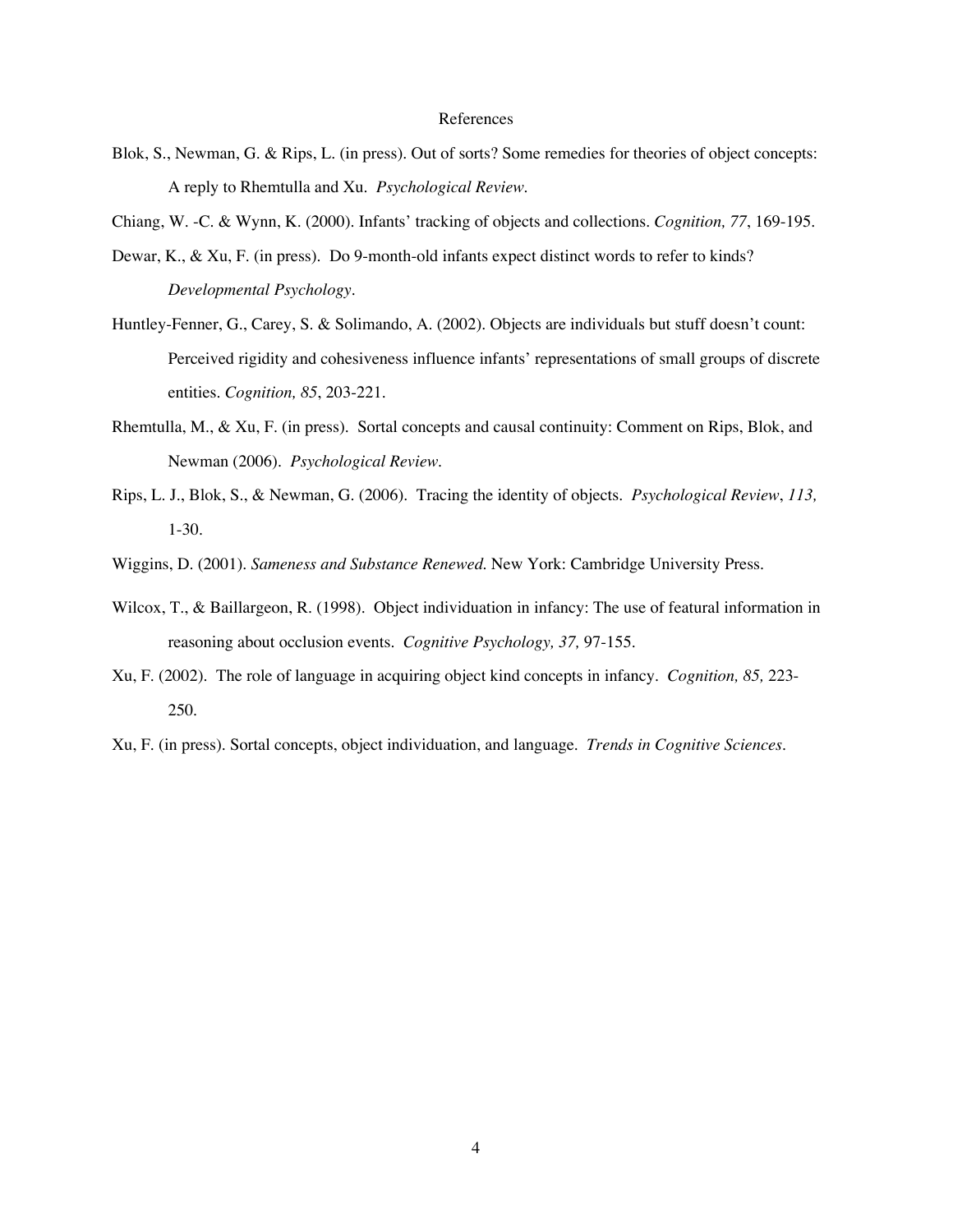# References

Blok, S., Newman, G. & Rips, L. (in press). Out of sorts? Some remedies for theories of object concepts: A reply to Rhemtulla and Xu. *Psychological Review*.

Chiang, W. -C. & Wynn, K. (2000). Infants' tracking of objects and collections. *Cognition, 77*, 169-195.

Dewar, K., & Xu, F. (in press). Do 9-month-old infants expect distinct words to refer to kinds? *Developmental Psychology*.

Huntley-Fenner, G., Carey, S. & Solimando, A. (2002). Objects are individuals but stuff doesn't count: Perceived rigidity and cohesiveness influence infants' representations of small groups of discrete entities. *Cognition, 85*, 203-221.

Rhemtulla, M., & Xu, F. (in press). Sortal concepts and causal continuity: Comment on Rips, Blok, and Newman (2006). *Psychological Review*.

Rips, L. J., Blok, S., & Newman, G. (2006). Tracing the identity of objects. *Psychological Review*, *113,* 1-30.

Wiggins, D. (2001). *Sameness and Substance Renewed.* New York: Cambridge University Press.

Wilcox, T., & Baillargeon, R. (1998). Object individuation in infancy: The use of featural information in reasoning about occlusion events. *Cognitive Psychology, 37,* 97-155.

Xu, F. (2002). The role of language in acquiring object kind concepts in infancy. *Cognition, 85,* 223-250.

Xu, F. (in press). Sortal concepts, object individuation, and language. *Trends in Cognitive Sciences*.